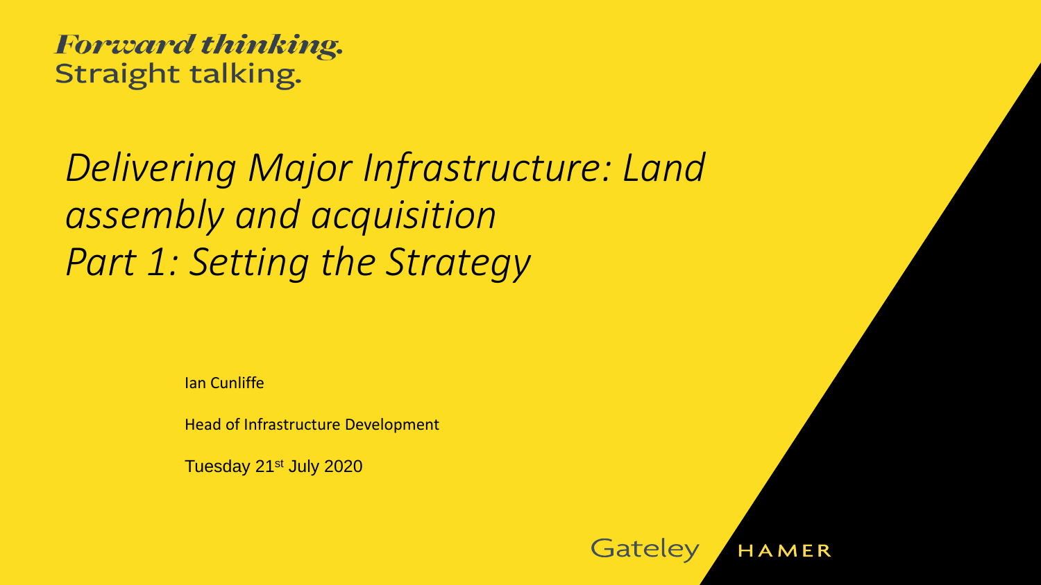*Forward thinking.*
Straight talking.

# *Delivering Major Infrastructure: Land assembly and acquisition Part 1: Setting the Strategy*

Ian Cunliffe

Head of Infrastructure Development

Tuesday 21st July 2020

Gateley HAMER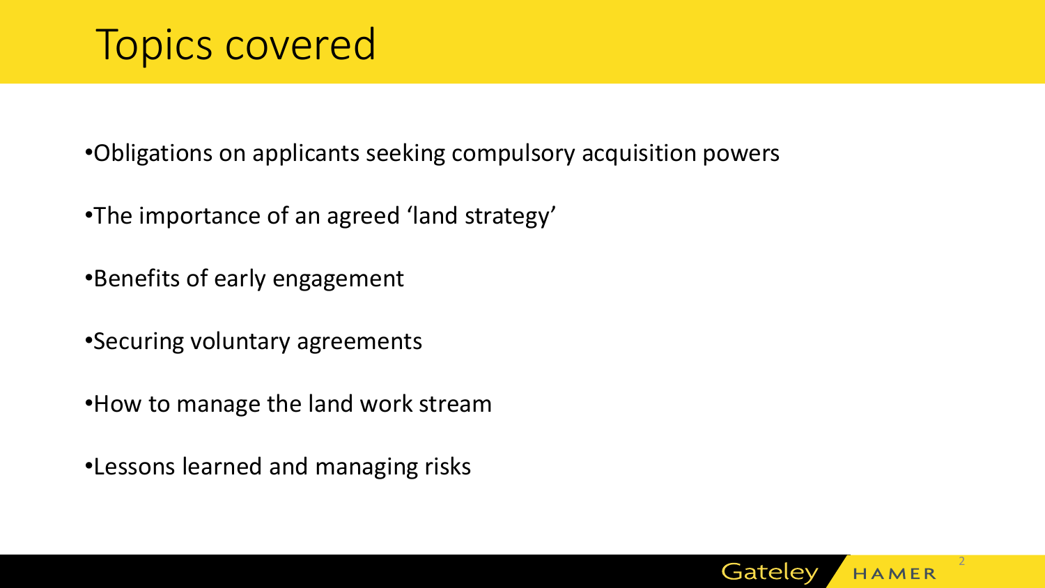# Topics covered

- Obligations on applicants seeking compulsory acquisition powers
- The importance of an agreed 'land strategy'
- Benefits of early engagement
- Securing voluntary agreements
- How to manage the land work stream
- Lessons learned and managing risks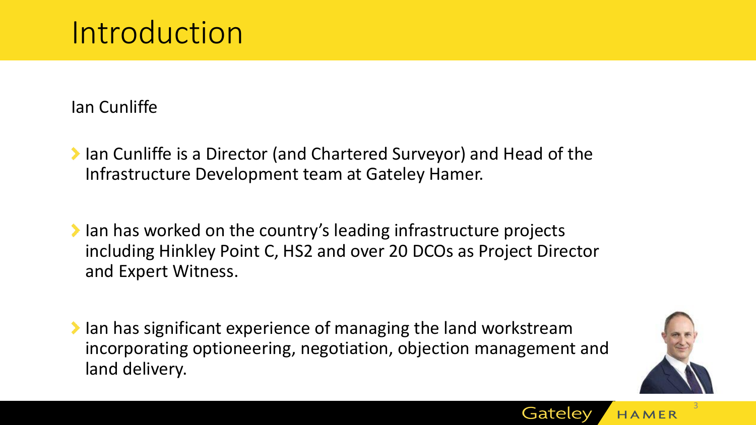# Introduction

Ian Cunliffe

- Ian Cunliffe is a Director (and Chartered Surveyor) and Head of the Infrastructure Development team at Gateley Hamer.
- Ian has worked on the country's leading infrastructure projects including Hinkley Point C, HS2 and over 20 DCOs as Project Director and Expert Witness.
- Ian has significant experience of managing the land workstream incorporating optioneering, negotiation, objection management and land delivery.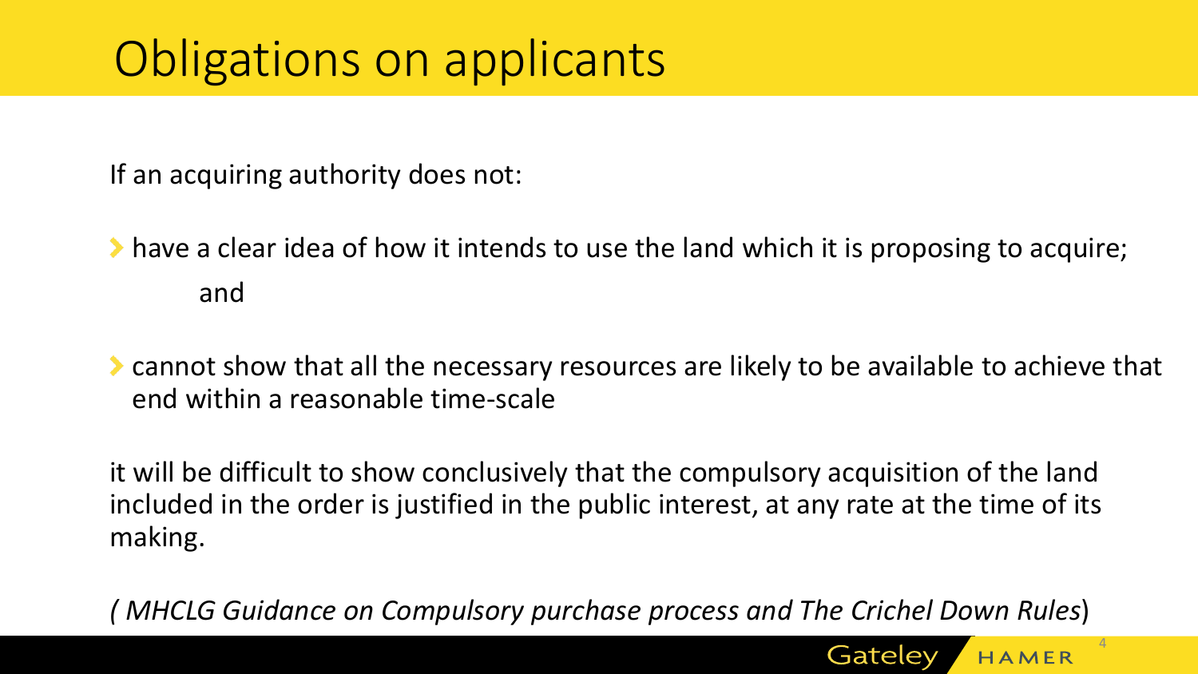# Obligations on applicants

If an acquiring authority does not:

- have a clear idea of how it intends to use the land which it is proposing to acquire; and
- cannot show that all the necessary resources are likely to be available to achieve that end within a reasonable time-scale

it will be difficult to show conclusively that the compulsory acquisition of the land included in the order is justified in the public interest, at any rate at the time of its making.

*( MHCLG Guidance on Compulsory purchase process and The Crichel Down Rules*)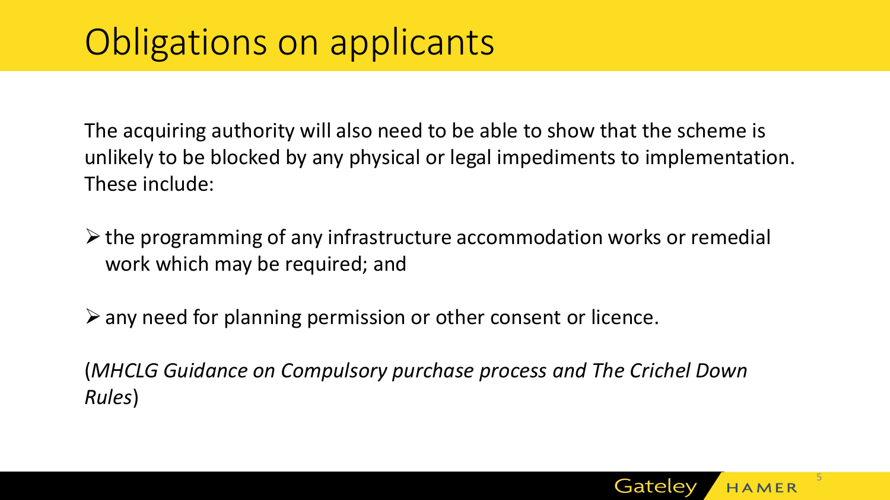# Obligations on applicants

The acquiring authority will also need to be able to show that the scheme is unlikely to be blocked by any physical or legal impediments to implementation. These include:

- the programming of any infrastructure accommodation works or remedial work which may be required; and

- any need for planning permission or other consent or licence.

(*MHCLG Guidance on Compulsory purchase process and The Crichel Down Rules*)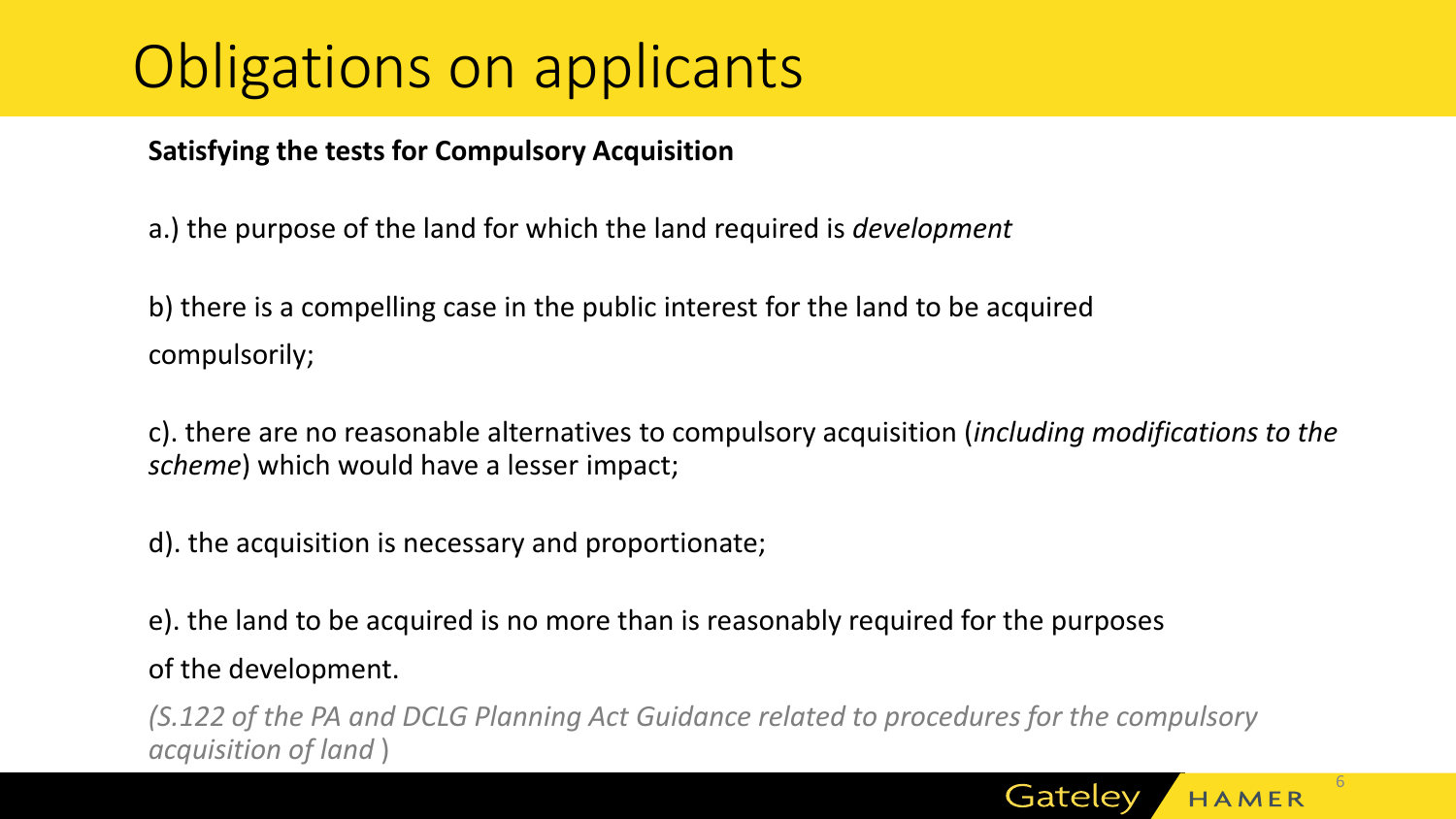# Obligations on applicants

**Satisfying the tests for Compulsory Acquisition**

a.) the purpose of the land for which the land required is *development*

b) there is a compelling case in the public interest for the land to be acquired compulsorily;

c). there are no reasonable alternatives to compulsory acquisition (*including modifications to the scheme*) which would have a lesser impact;

d). the acquisition is necessary and proportionate;

e). the land to be acquired is no more than is reasonably required for the purposes of the development.

*(S.122 of the PA and DCLG Planning Act Guidance related to procedures for the compulsory acquisition of land* )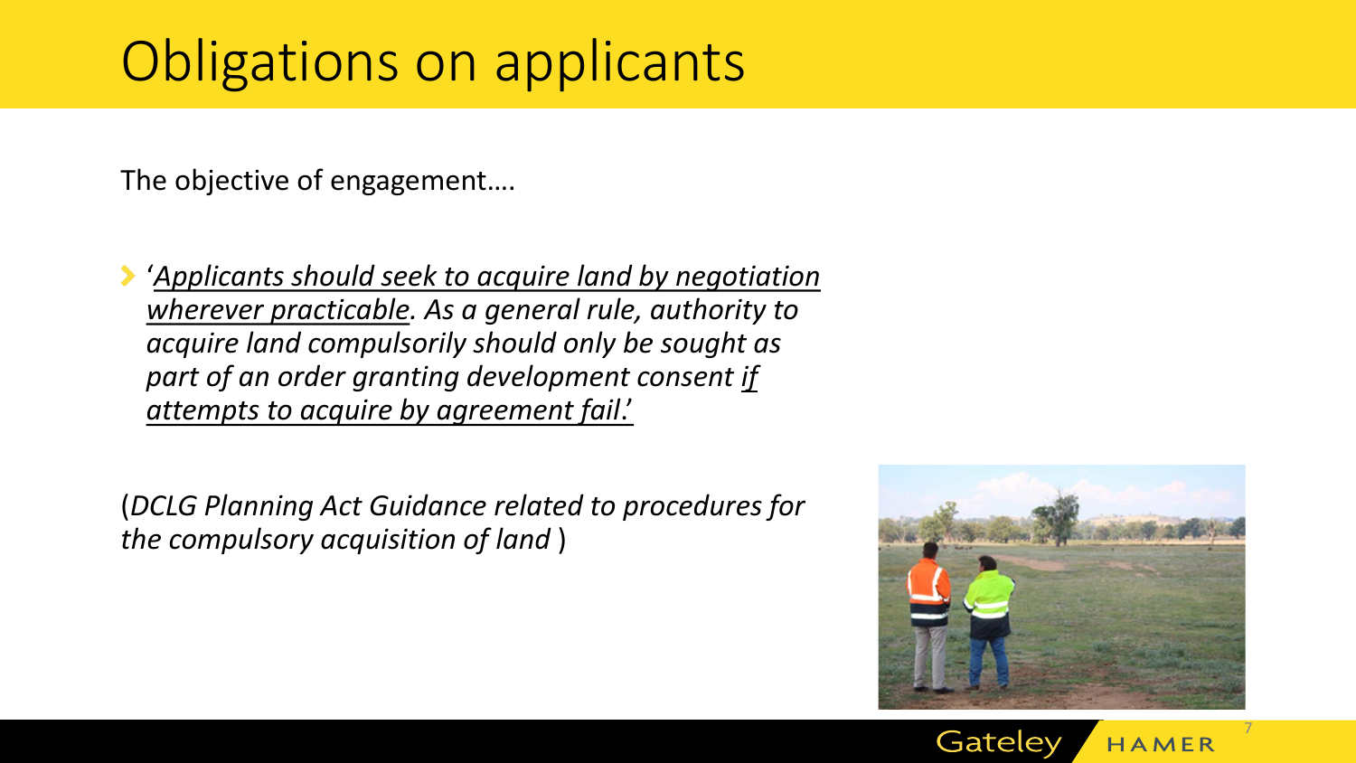# Obligations on applicants

The objective of engagement….

- '*<u>Applicants should seek to acquire land by negotiation wherever practicable</u>. As a general rule, authority to acquire land compulsorily should only be sought as part of an order granting development consent <u>if attempts to acquire by agreement fail</u>.*'

(*DCLG Planning Act Guidance related to procedures for the compulsory acquisition of land* )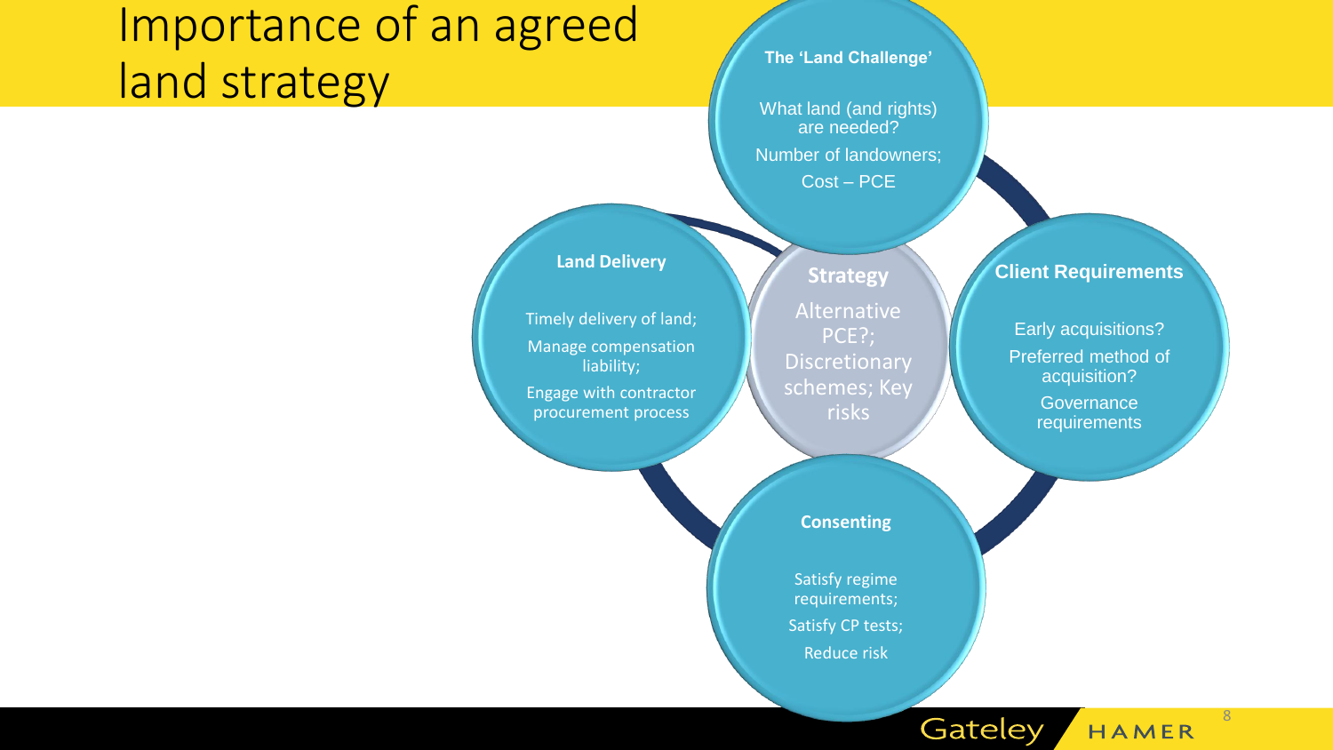# Importance of an agreed land strategy

### The 'Land Challenge'

What land (and rights) are needed?

Number of landowners;

Cost – PCE

### Client Requirements

Early acquisitions?

Preferred method of acquisition?

Governance requirements

### Consenting

Satisfy regime requirements;

Satisfy CP tests;

Reduce risk

### Land Delivery

Timely delivery of land;

Manage compensation liability;

Engage with contractor procurement process

### Strategy

Alternative PCE?; Discretionary schemes; Key risks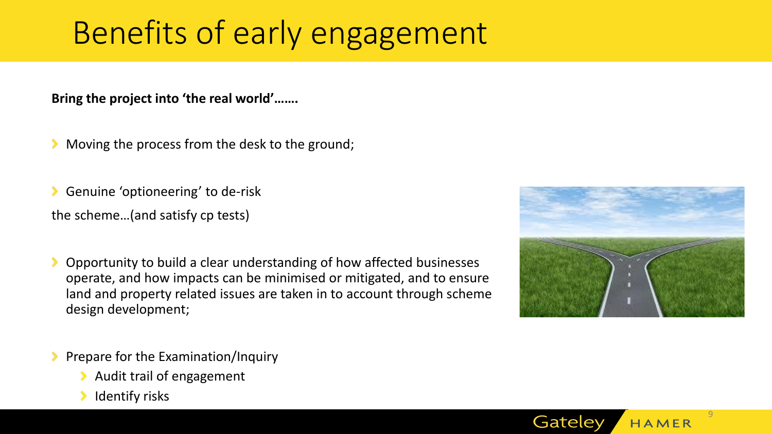# Benefits of early engagement

**Bring the project into 'the real world'…….**

- Moving the process from the desk to the ground;

- Genuine 'optioneering' to de-risk

the scheme…(and satisfy cp tests)

- Opportunity to build a clear understanding of how affected businesses operate, and how impacts can be minimised or mitigated, and to ensure land and property related issues are taken in to account through scheme design development;

- Prepare for the Examination/Inquiry
  - Audit trail of engagement
  - Identify risks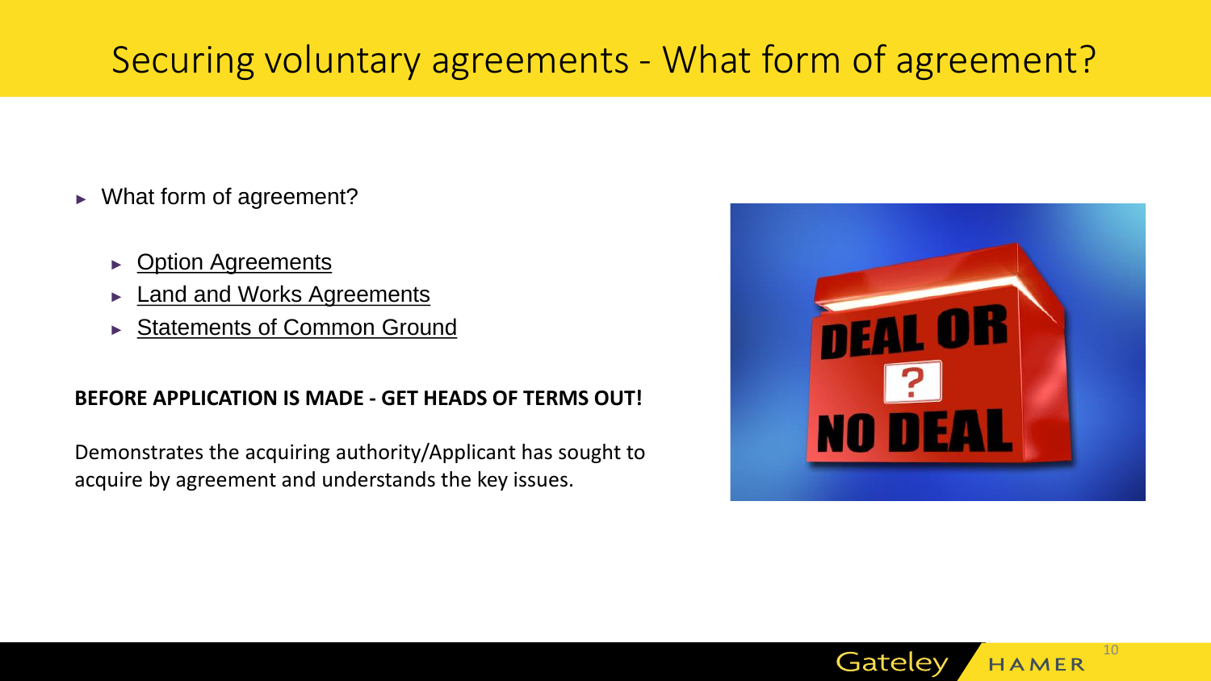# Securing voluntary agreements - What form of agreement?

- What form of agreement?
  - Option Agreements
  - Land and Works Agreements
  - Statements of Common Ground

**BEFORE APPLICATION IS MADE - GET HEADS OF TERMS OUT!**

Demonstrates the acquiring authority/Applicant has sought to acquire by agreement and understands the key issues.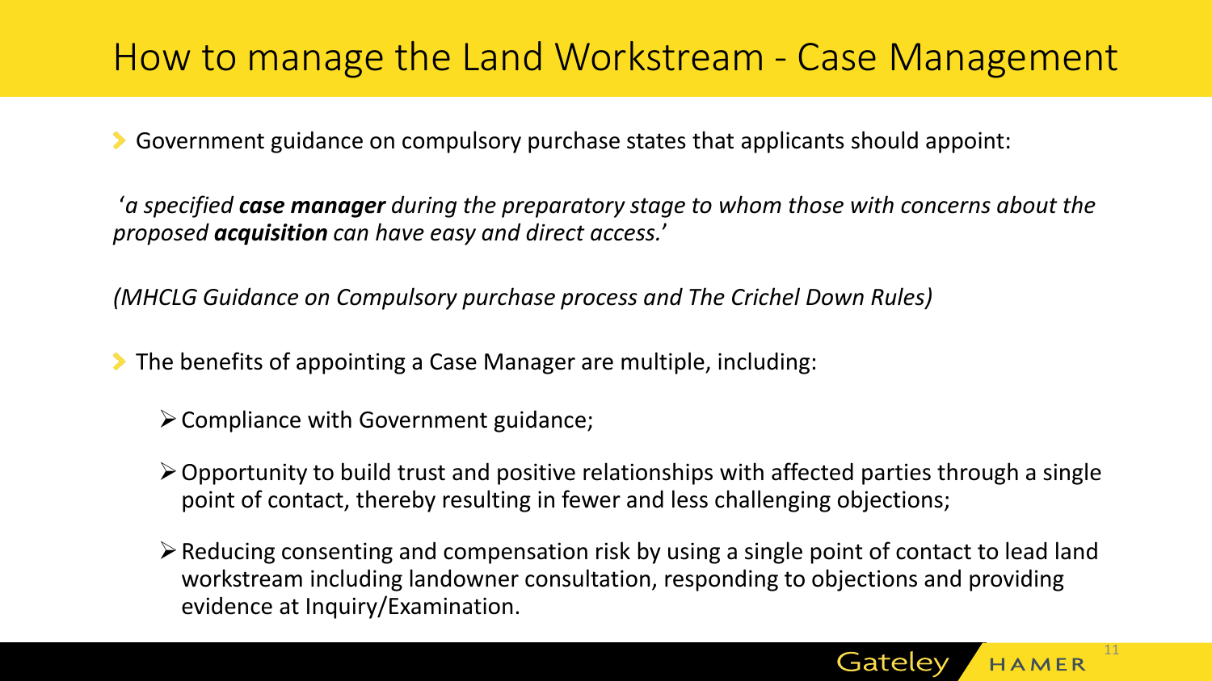# How to manage the Land Workstream - Case Management

- Government guidance on compulsory purchase states that applicants should appoint:

'*a specified **case manager** during the preparatory stage to whom those with concerns about the proposed **acquisition** can have easy and direct access.*'

*(MHCLG Guidance on Compulsory purchase process and The Crichel Down Rules)*

- The benefits of appointing a Case Manager are multiple, including:
  - Compliance with Government guidance;
  - Opportunity to build trust and positive relationships with affected parties through a single point of contact, thereby resulting in fewer and less challenging objections;
  - Reducing consenting and compensation risk by using a single point of contact to lead land workstream including landowner consultation, responding to objections and providing evidence at Inquiry/Examination.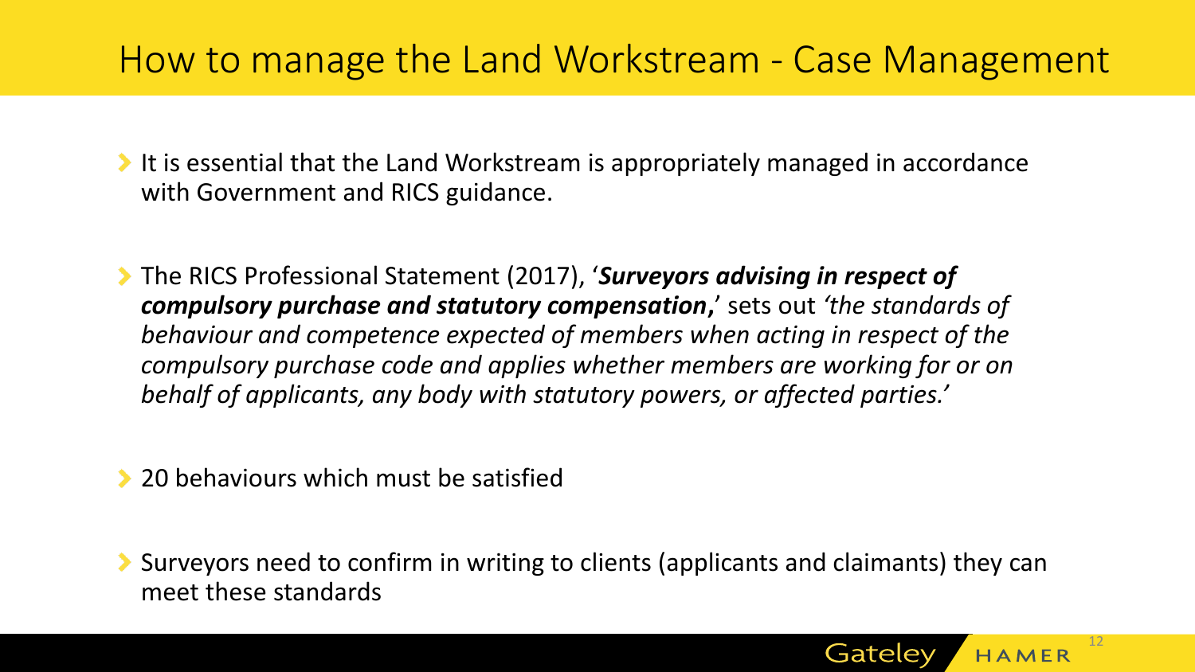# How to manage the Land Workstream - Case Management

- It is essential that the Land Workstream is appropriately managed in accordance with Government and RICS guidance.

- The RICS Professional Statement (2017), '***Surveyors advising in respect of compulsory purchase and statutory compensation*,**' sets out *'the standards of behaviour and competence expected of members when acting in respect of the compulsory purchase code and applies whether members are working for or on behalf of applicants, any body with statutory powers, or affected parties.'*

- 20 behaviours which must be satisfied

- Surveyors need to confirm in writing to clients (applicants and claimants) they can meet these standards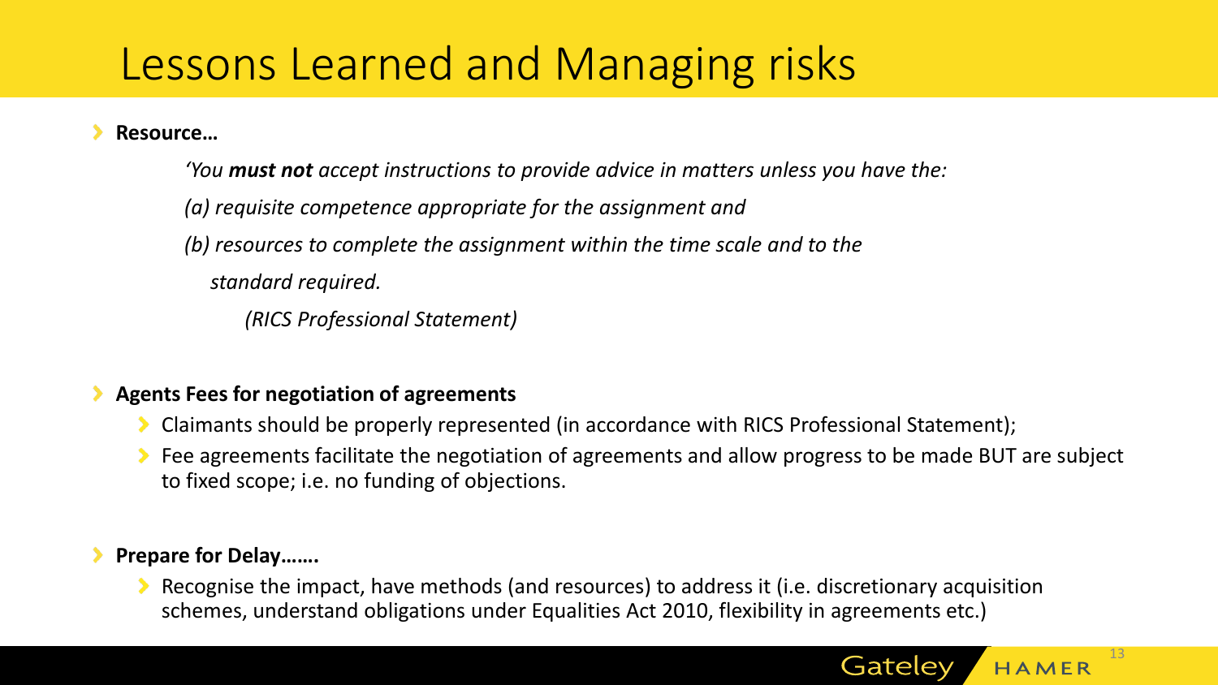# Lessons Learned and Managing risks

- **Resource…**

  *'You **must not** accept instructions to provide advice in matters unless you have the:*

  *(a) requisite competence appropriate for the assignment and*

  *(b) resources to complete the assignment within the time scale and to the standard required.*

  *(RICS Professional Statement)*

- **Agents Fees for negotiation of agreements**
  - Claimants should be properly represented (in accordance with RICS Professional Statement);
  - Fee agreements facilitate the negotiation of agreements and allow progress to be made BUT are subject to fixed scope; i.e. no funding of objections.

- **Prepare for Delay…….**
  - Recognise the impact, have methods (and resources) to address it (i.e. discretionary acquisition schemes, understand obligations under Equalities Act 2010, flexibility in agreements etc.)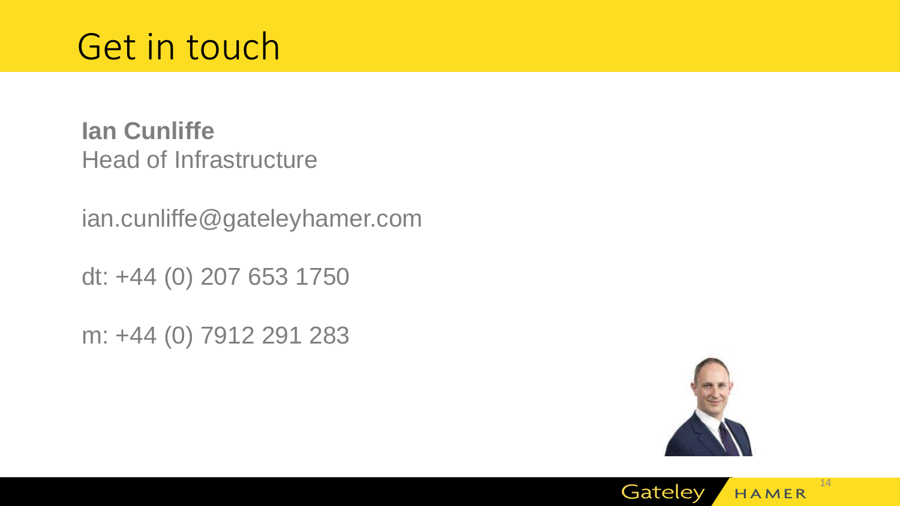# Get in touch

**Ian Cunliffe**
Head of Infrastructure

ian.cunliffe@gateleyhamer.com

dt: +44 (0) 207 653 1750

m: +44 (0) 7912 291 283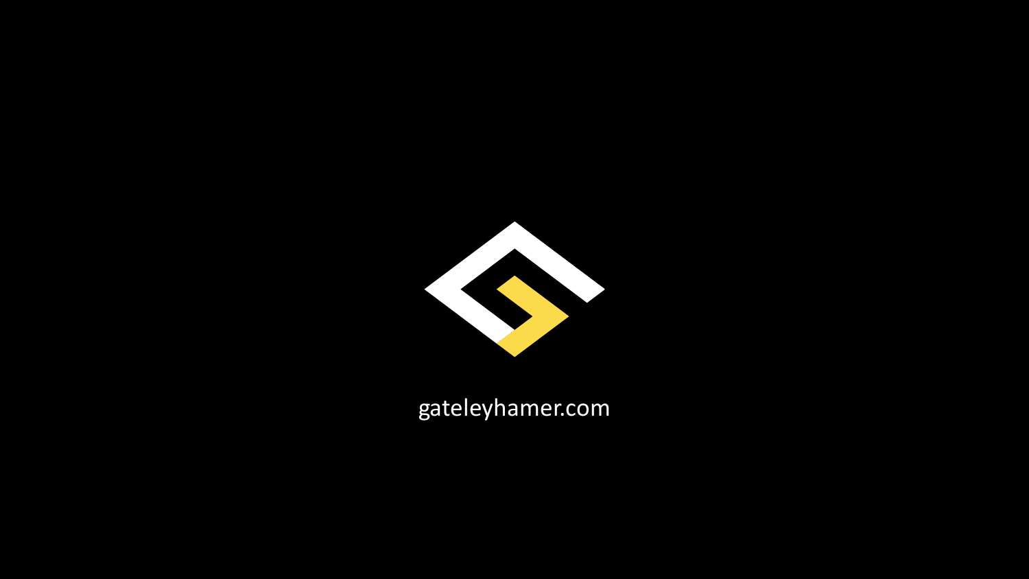gateleyhamer.com